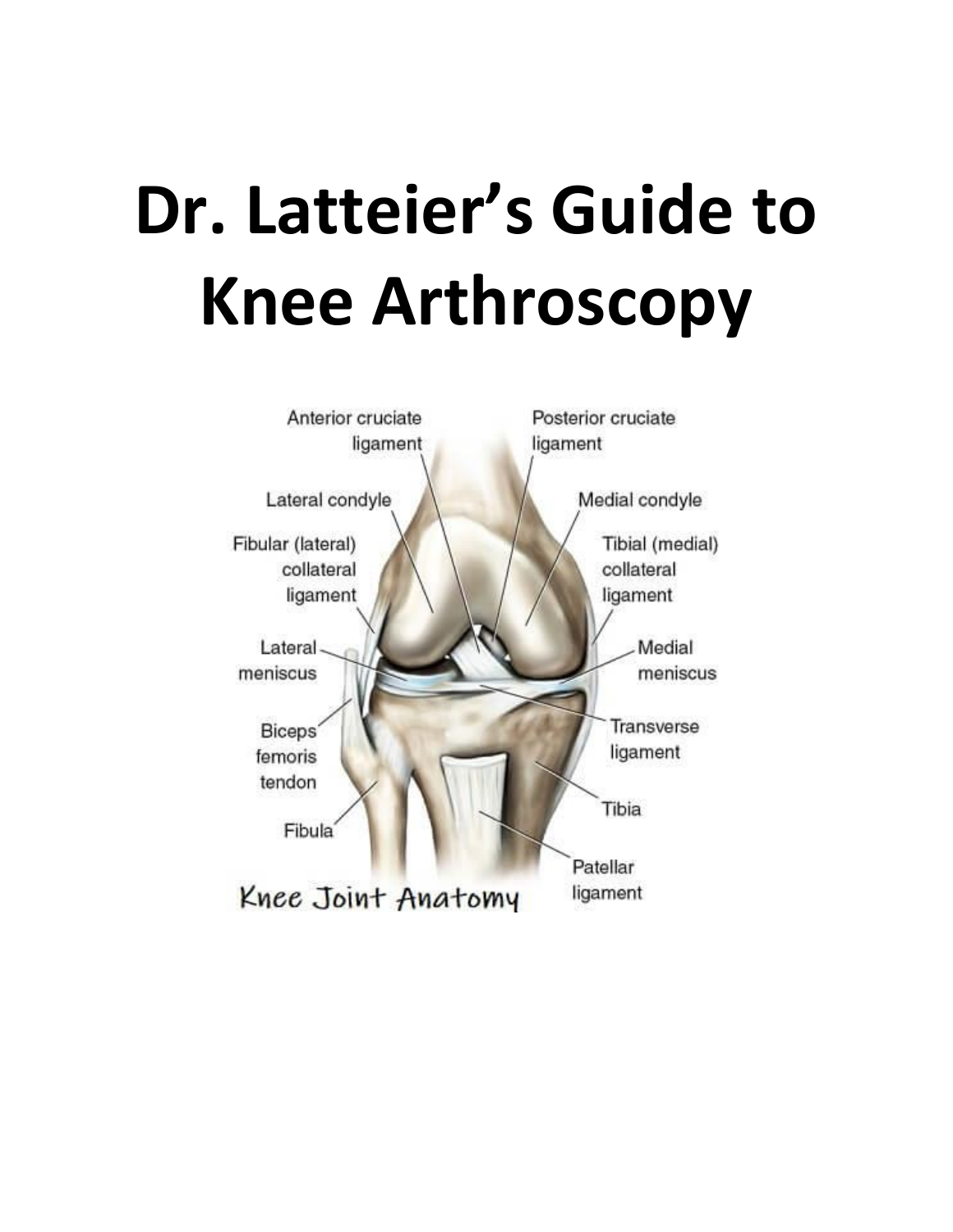# Dr. Latteier's Guide to Knee Arthroscopy

Knee Joint Anatomy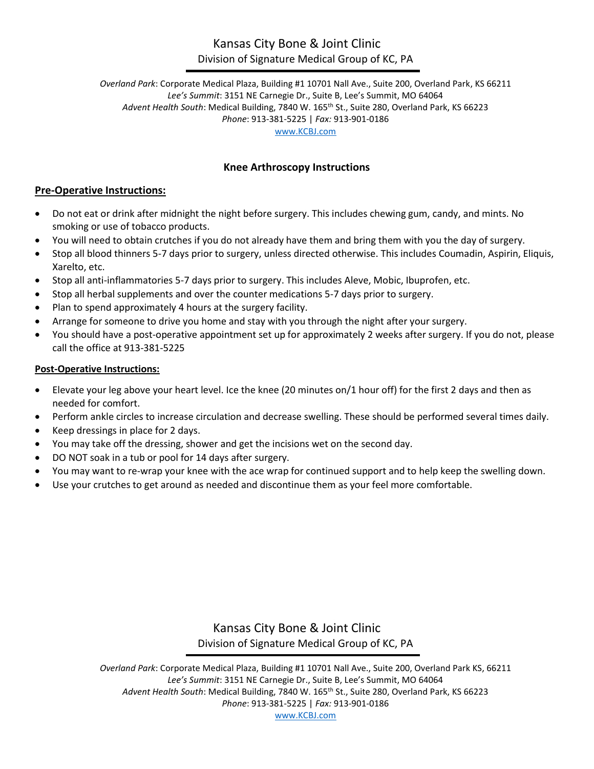# Knee Arthroscopy Instructions

## Pre-Operative Instructions:

- Do not eat or drink after midnight the night before surgery. This includes chewing gum, candy, and mints. No smoking or use of tobacco products.
- You will need to obtain crutches if you do not already have them and bring them with you the day of surgery.
- Stop all blood thinners 5-7 days prior to surgery, unless directed otherwise. This includes Coumadin, Aspirin, Eliquis, Xarelto, etc.
- Stop all anti-inflammatories 5-7 days prior to surgery. This includes Aleve, Mobic, Ibuprofen, etc.
- Stop all herbal supplements and over the counter medications 5-7 days prior to surgery.
- Plan to spend approximately 4 hours at the surgery facility.
- Arrange for someone to drive you home and stay with you through the night after your surgery.
- You should have a post-operative appointment set up for approximately 2 weeks after surgery. If you do not, please call the office at 913-381-5225

## Post-Operative Instructions:

- Elevate your leg above your heart level. Ice the knee (20 minutes on/1 hour off) for the first 2 days and then as needed for comfort.
- Perform ankle circles to increase circulation and decrease swelling. These should be performed several times daily.
- Keep dressings in place for 2 days.
- You may take off the dressing, shower and get the incisions wet on the second day.
- DO NOT soak in a tub or pool for 14 days after surgery.
- You may want to re-wrap your knee with the ace wrap for continued support and to help keep the swelling down.
- Use your crutches to get around as needed and discontinue them as your feel more comfortable.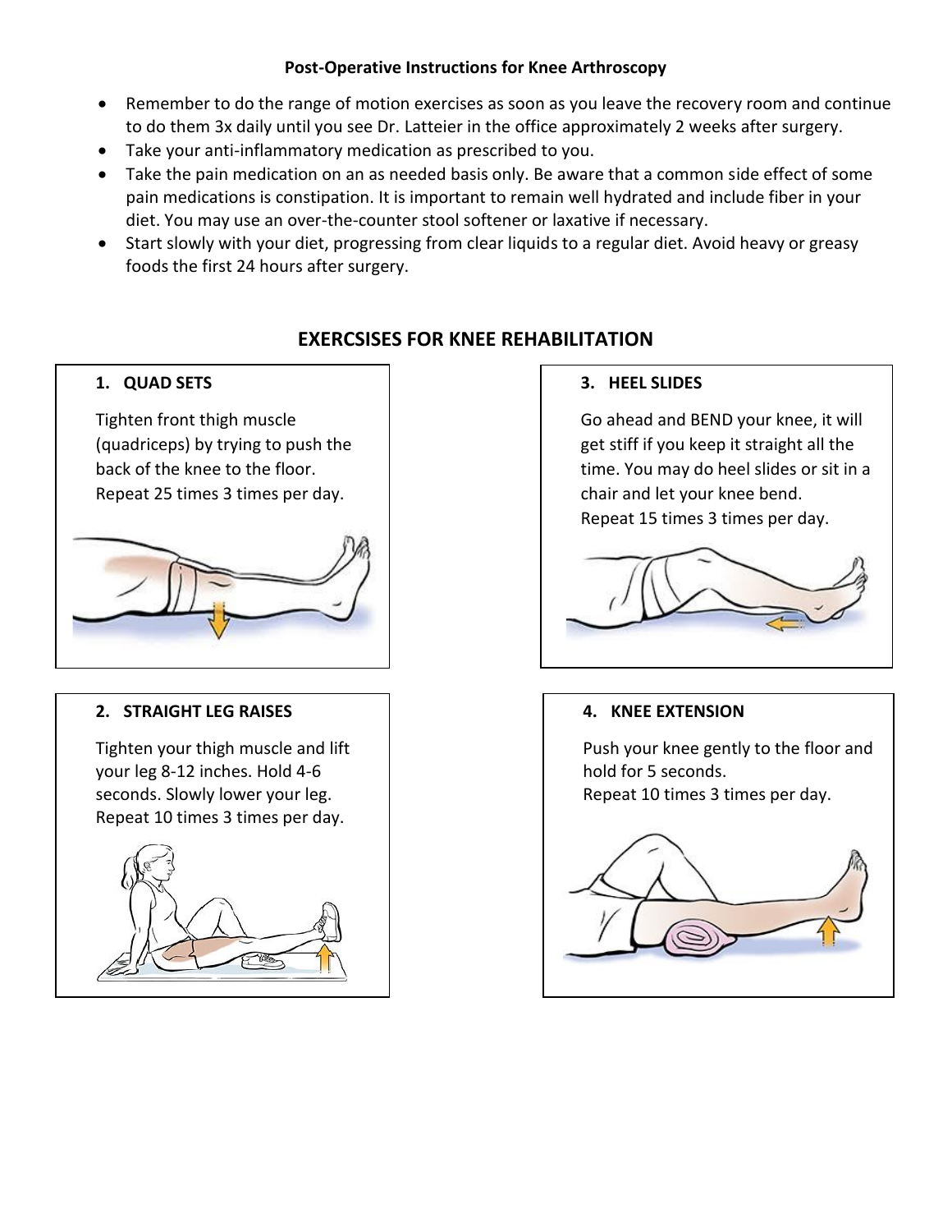**Post-Operative Instructions for Knee Arthroscopy**

- Remember to do the range of motion exercises as soon as you leave the recovery room and continue to do them 3x daily until you see Dr. Latteier in the office approximately 2 weeks after surgery.
- Take your anti-inflammatory medication as prescribed to you.
- Take the pain medication on an as needed basis only. Be aware that a common side effect of some pain medications is constipation. It is important to remain well hydrated and include fiber in your diet. You may use an over-the-counter stool softener or laxative if necessary.
- Start slowly with your diet, progressing from clear liquids to a regular diet. Avoid heavy or greasy foods the first 24 hours after surgery.

## EXERCSISES FOR KNEE REHABILITATION

### 1. QUAD SETS

Tighten front thigh muscle (quadriceps) by trying to push the back of the knee to the floor.
Repeat 25 times 3 times per day.

### 2. STRAIGHT LEG RAISES

Tighten your thigh muscle and lift your leg 8-12 inches. Hold 4-6 seconds. Slowly lower your leg.
Repeat 10 times 3 times per day.

### 3. HEEL SLIDES

Go ahead and BEND your knee, it will get stiff if you keep it straight all the time. You may do heel slides or sit in a chair and let your knee bend.
Repeat 15 times 3 times per day.

### 4. KNEE EXTENSION

Push your knee gently to the floor and hold for 5 seconds.
Repeat 10 times 3 times per day.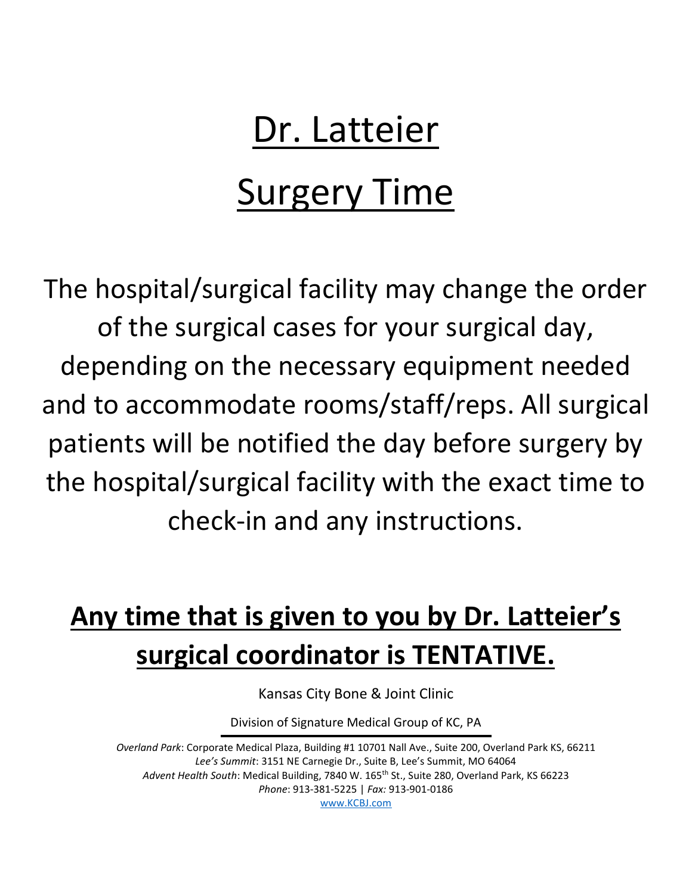# Dr. Latteier

# Surgery Time

The hospital/surgical facility may change the order of the surgical cases for your surgical day, depending on the necessary equipment needed and to accommodate rooms/staff/reps. All surgical patients will be notified the day before surgery by the hospital/surgical facility with the exact time to check-in and any instructions.

## **Any time that is given to you by Dr. Latteier's surgical coordinator is TENTATIVE.**

Kansas City Bone & Joint Clinic

Division of Signature Medical Group of KC, PA

*Overland Park*: Corporate Medical Plaza, Building #1 10701 Nall Ave., Suite 200, Overland Park KS, 66211
*Lee's Summit*: 3151 NE Carnegie Dr., Suite B, Lee's Summit, MO 64064
*Advent Health South*: Medical Building, 7840 W. 165th St., Suite 280, Overland Park, KS 66223
*Phone*: 913-381-5225 | *Fax:* 913-901-0186
www.KCBJ.com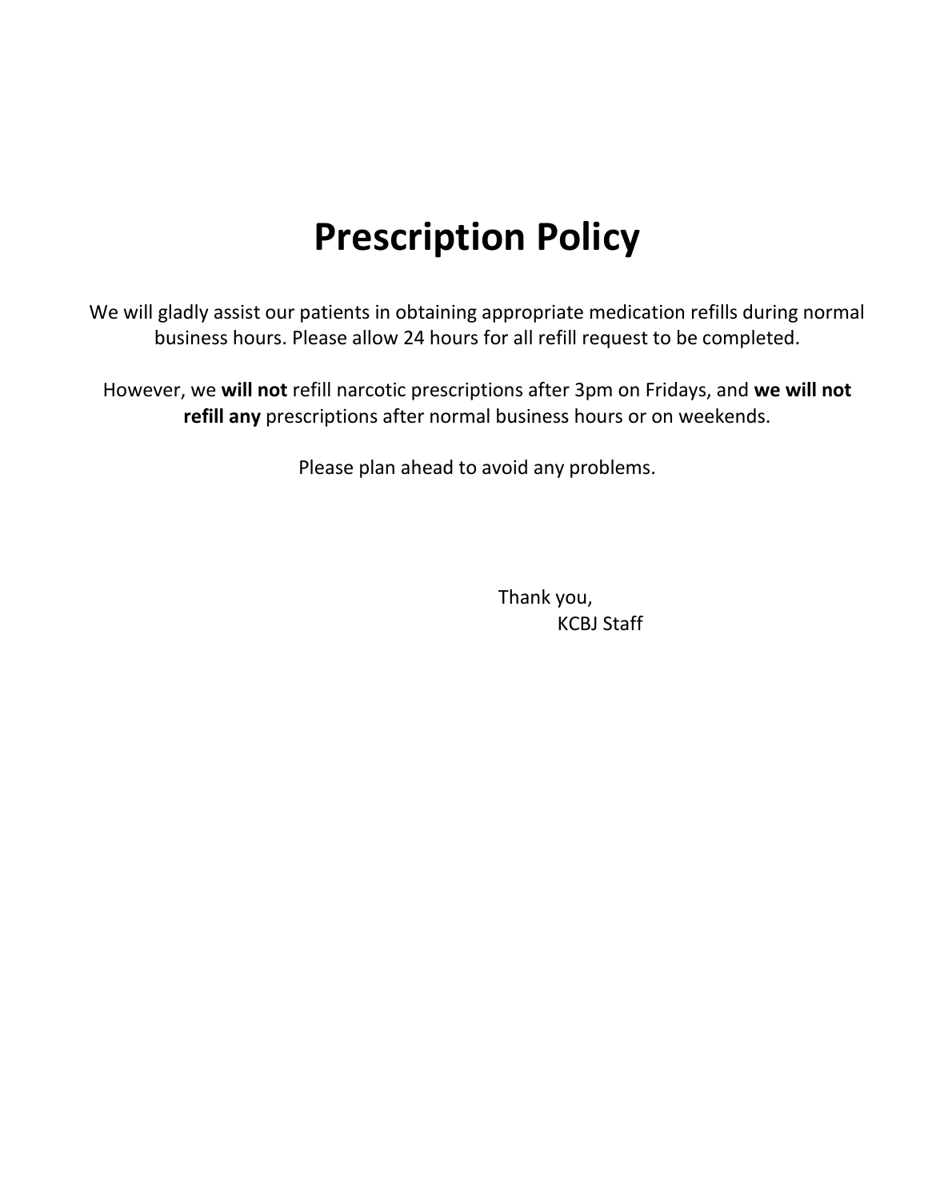# Prescription Policy

We will gladly assist our patients in obtaining appropriate medication refills during normal business hours. Please allow 24 hours for all refill request to be completed.

However, we **will not** refill narcotic prescriptions after 3pm on Fridays, and **we will not refill any** prescriptions after normal business hours or on weekends.

Please plan ahead to avoid any problems.

Thank you,
KCBJ Staff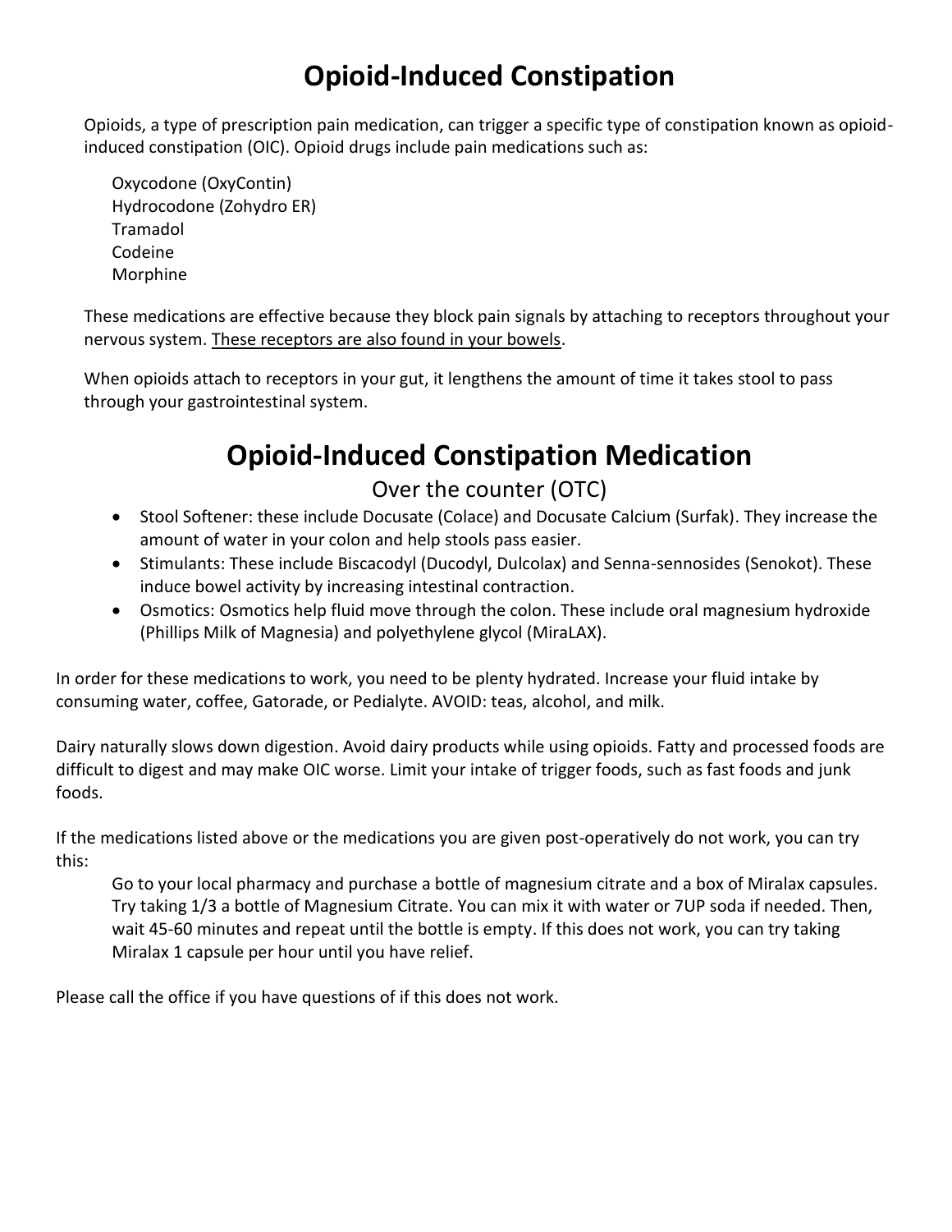# Opioid-Induced Constipation

Opioids, a type of prescription pain medication, can trigger a specific type of constipation known as opioid-induced constipation (OIC). Opioid drugs include pain medications such as:

Oxycodone (OxyContin)
Hydrocodone (Zohydro ER)
Tramadol
Codeine
Morphine

These medications are effective because they block pain signals by attaching to receptors throughout your nervous system. <u>These receptors are also found in your bowels</u>.

When opioids attach to receptors in your gut, it lengthens the amount of time it takes stool to pass through your gastrointestinal system.

# Opioid-Induced Constipation Medication

## Over the counter (OTC)

- Stool Softener: these include Docusate (Colace) and Docusate Calcium (Surfak). They increase the amount of water in your colon and help stools pass easier.
- Stimulants: These include Biscacodyl (Ducodyl, Dulcolax) and Senna-sennosides (Senokot). These induce bowel activity by increasing intestinal contraction.
- Osmotics: Osmotics help fluid move through the colon. These include oral magnesium hydroxide (Phillips Milk of Magnesia) and polyethylene glycol (MiraLAX).

In order for these medications to work, you need to be plenty hydrated. Increase your fluid intake by consuming water, coffee, Gatorade, or Pedialyte. AVOID: teas, alcohol, and milk.

Dairy naturally slows down digestion. Avoid dairy products while using opioids. Fatty and processed foods are difficult to digest and may make OIC worse. Limit your intake of trigger foods, such as fast foods and junk foods.

If the medications listed above or the medications you are given post-operatively do not work, you can try this:

> Go to your local pharmacy and purchase a bottle of magnesium citrate and a box of Miralax capsules. Try taking 1/3 a bottle of Magnesium Citrate. You can mix it with water or 7UP soda if needed. Then, wait 45-60 minutes and repeat until the bottle is empty. If this does not work, you can try taking Miralax 1 capsule per hour until you have relief.

Please call the office if you have questions of if this does not work.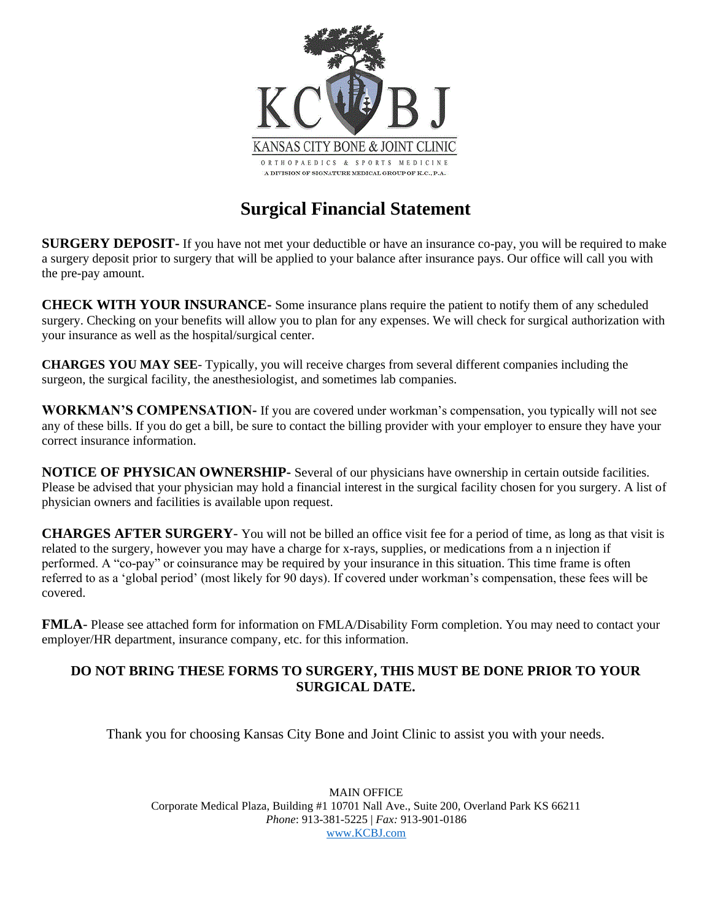KANSAS CITY BONE & JOINT CLINIC

ORTHOPAEDICS & SPORTS MEDICINE

A DIVISION OF SIGNATURE MEDICAL GROUP OF K.C., P.A.

# Surgical Financial Statement

**SURGERY DEPOSIT-** If you have not met your deductible or have an insurance co-pay, you will be required to make a surgery deposit prior to surgery that will be applied to your balance after insurance pays. Our office will call you with the pre-pay amount.

**CHECK WITH YOUR INSURANCE-** Some insurance plans require the patient to notify them of any scheduled surgery. Checking on your benefits will allow you to plan for any expenses. We will check for surgical authorization with your insurance as well as the hospital/surgical center.

**CHARGES YOU MAY SEE**- Typically, you will receive charges from several different companies including the surgeon, the surgical facility, the anesthesiologist, and sometimes lab companies.

**WORKMAN'S COMPENSATION-** If you are covered under workman's compensation, you typically will not see any of these bills. If you do get a bill, be sure to contact the billing provider with your employer to ensure they have your correct insurance information.

**NOTICE OF PHYSICAN OWNERSHIP-** Several of our physicians have ownership in certain outside facilities. Please be advised that your physician may hold a financial interest in the surgical facility chosen for you surgery. A list of physician owners and facilities is available upon request.

**CHARGES AFTER SURGERY**- You will not be billed an office visit fee for a period of time, as long as that visit is related to the surgery, however you may have a charge for x-rays, supplies, or medications from a n injection if performed. A "co-pay" or coinsurance may be required by your insurance in this situation. This time frame is often referred to as a 'global period' (most likely for 90 days). If covered under workman's compensation, these fees will be covered.

**FMLA**- Please see attached form for information on FMLA/Disability Form completion. You may need to contact your employer/HR department, insurance company, etc. for this information.

**DO NOT BRING THESE FORMS TO SURGERY, THIS MUST BE DONE PRIOR TO YOUR SURGICAL DATE.**

Thank you for choosing Kansas City Bone and Joint Clinic to assist you with your needs.

MAIN OFFICE
Corporate Medical Plaza, Building #1 10701 Nall Ave., Suite 200, Overland Park KS 66211
*Phone*: 913-381-5225 | *Fax:* 913-901-0186
www.KCBJ.com